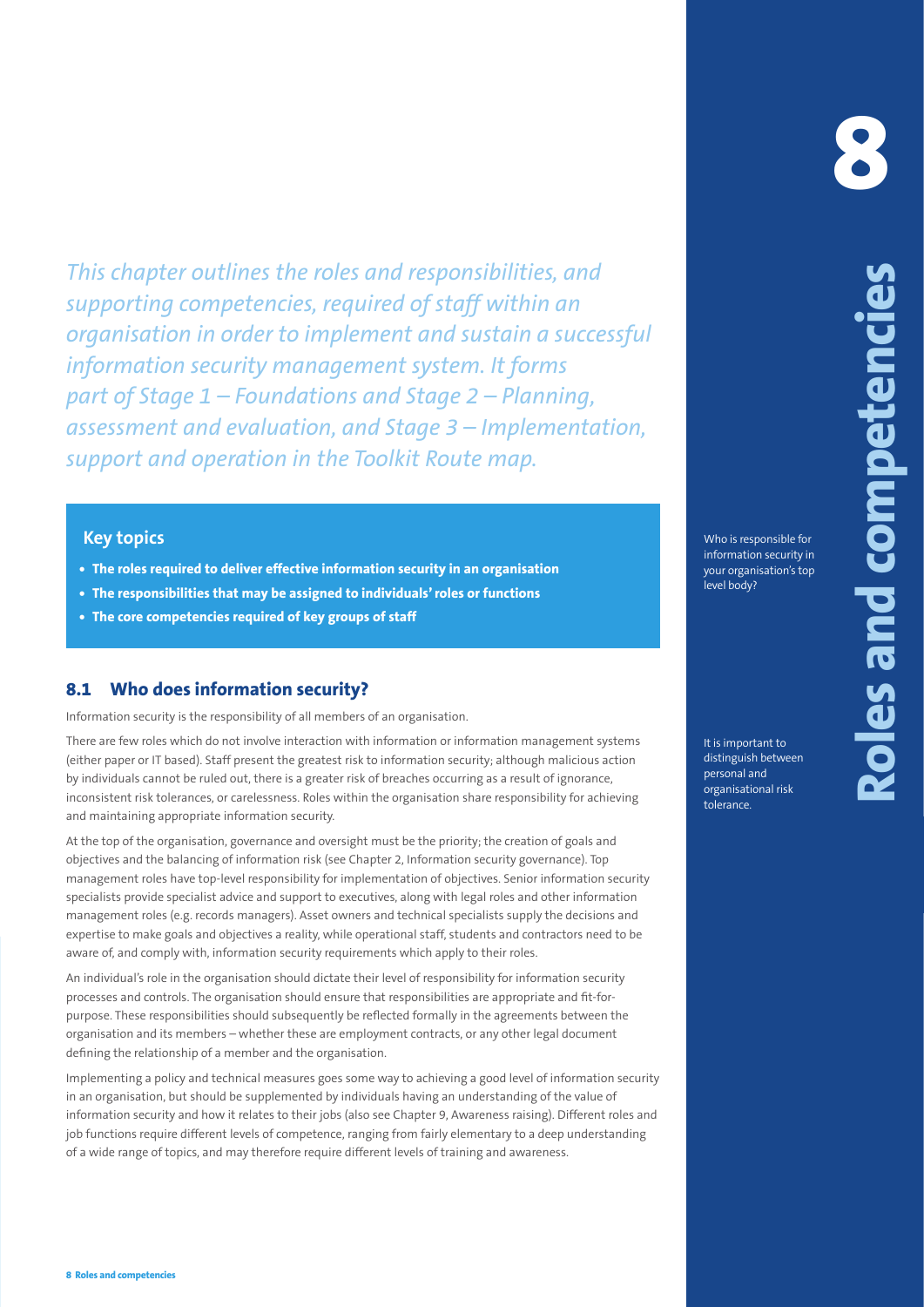# 8 Roles and competencies

*This chapter outlines the roles and responsibilities, and supporting competencies, required of staff within an organisation in order to implement and sustain a successful information security management system. It forms part of Stage 1 – Foundations and Stage 2 – Planning, assessment and evaluation, and Stage 3 – Implementation, support and operation in the Toolkit Route map.*

### Key topics

- **The roles required to deliver effective information security in an organisation**
- **The responsibilities that may be assigned to individuals' roles or functions**
- **The core competencies required of key groups of staff**

## 8.1 Who does information security?

Information security is the responsibility of all members of an organisation.

There are few roles which do not involve interaction with information or information management systems (either paper or IT based). Staff present the greatest risk to information security; although malicious action by individuals cannot be ruled out, there is a greater risk of breaches occurring as a result of ignorance, inconsistent risk tolerances, or carelessness. Roles within the organisation share responsibility for achieving and maintaining appropriate information security.

At the top of the organisation, governance and oversight must be the priority; the creation of goals and objectives and the balancing of information risk (see Chapter 2, Information security governance). Top management roles have top-level responsibility for implementation of objectives. Senior information security specialists provide specialist advice and support to executives, along with legal roles and other information management roles (e.g. records managers). Asset owners and technical specialists supply the decisions and expertise to make goals and objectives a reality, while operational staff, students and contractors need to be aware of, and comply with, information security requirements which apply to their roles.

An individual's role in the organisation should dictate their level of responsibility for information security processes and controls. The organisation should ensure that responsibilities are appropriate and fit-for-purpose. These responsibilities should subsequently be reflected formally in the agreements between the organisation and its members – whether these are employment contracts, or any other legal document defining the relationship of a member and the organisation.

Implementing a policy and technical measures goes some way to achieving a good level of information security in an organisation, but should be supplemented by individuals having an understanding of the value of information security and how it relates to their jobs (also see Chapter 9, Awareness raising). Different roles and job functions require different levels of competence, ranging from fairly elementary to a deep understanding of a wide range of topics, and may therefore require different levels of training and awareness.

Who is responsible for information security in your organisation's top level body?

It is important to distinguish between personal and organisational risk tolerance.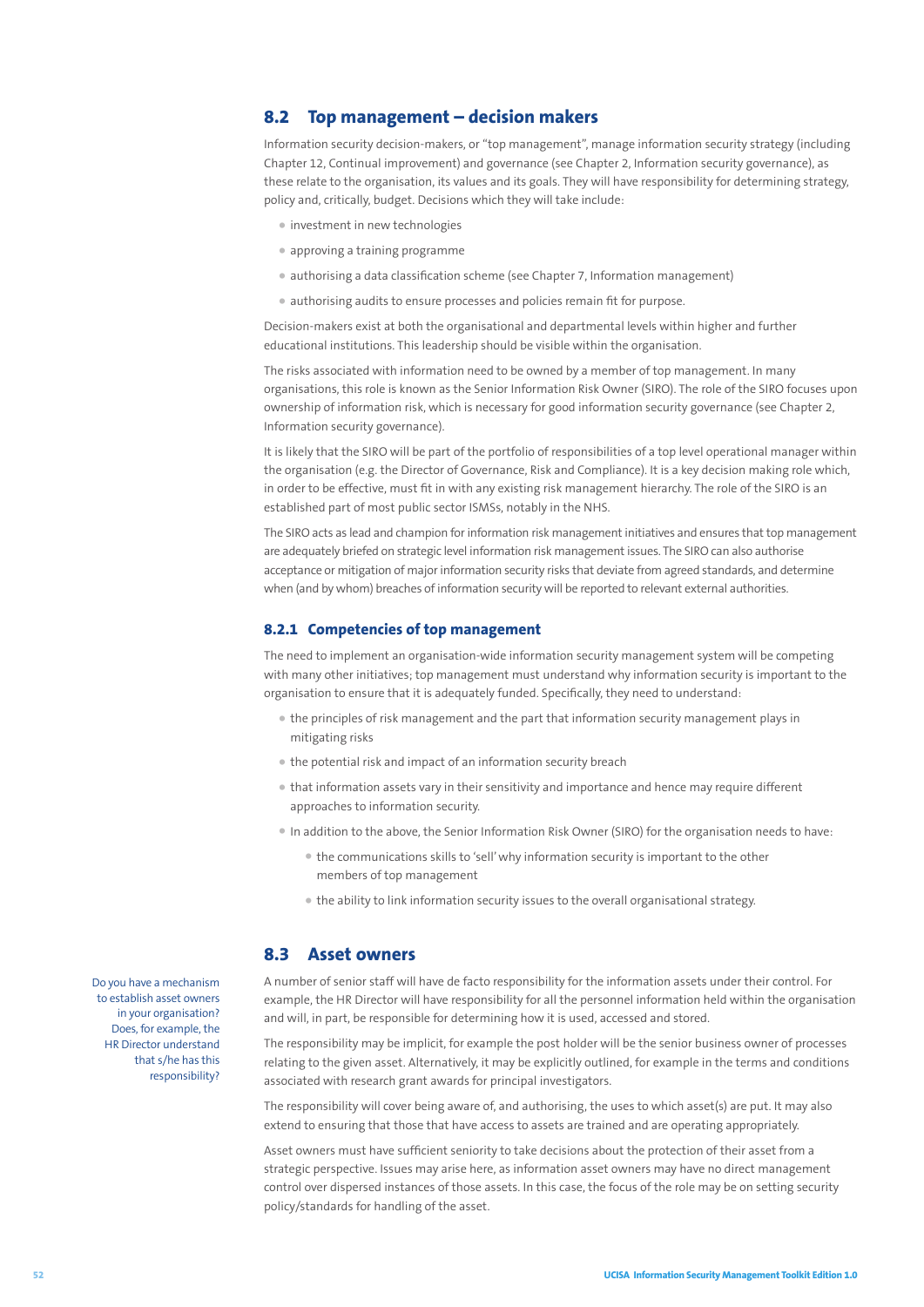## 8.2 Top management – decision makers

Information security decision-makers, or "top management", manage information security strategy (including Chapter 12, Continual improvement) and governance (see Chapter 2, Information security governance), as these relate to the organisation, its values and its goals. They will have responsibility for determining strategy, policy and, critically, budget. Decisions which they will take include:

- investment in new technologies
- approving a training programme
- authorising a data classification scheme (see Chapter 7, Information management)
- authorising audits to ensure processes and policies remain fit for purpose.

Decision-makers exist at both the organisational and departmental levels within higher and further educational institutions. This leadership should be visible within the organisation.

The risks associated with information need to be owned by a member of top management. In many organisations, this role is known as the Senior Information Risk Owner (SIRO). The role of the SIRO focuses upon ownership of information risk, which is necessary for good information security governance (see Chapter 2, Information security governance).

It is likely that the SIRO will be part of the portfolio of responsibilities of a top level operational manager within the organisation (e.g. the Director of Governance, Risk and Compliance). It is a key decision making role which, in order to be effective, must fit in with any existing risk management hierarchy. The role of the SIRO is an established part of most public sector ISMSs, notably in the NHS.

The SIRO acts as lead and champion for information risk management initiatives and ensures that top management are adequately briefed on strategic level information risk management issues. The SIRO can also authorise acceptance or mitigation of major information security risks that deviate from agreed standards, and determine when (and by whom) breaches of information security will be reported to relevant external authorities.

### 8.2.1 Competencies of top management

The need to implement an organisation-wide information security management system will be competing with many other initiatives; top management must understand why information security is important to the organisation to ensure that it is adequately funded. Specifically, they need to understand:

- the principles of risk management and the part that information security management plays in mitigating risks
- the potential risk and impact of an information security breach
- that information assets vary in their sensitivity and importance and hence may require different approaches to information security.
- In addition to the above, the Senior Information Risk Owner (SIRO) for the organisation needs to have:
  - the communications skills to 'sell' why information security is important to the other members of top management
  - the ability to link information security issues to the overall organisational strategy.

## 8.3 Asset owners

Do you have a mechanism to establish asset owners in your organisation? Does, for example, the HR Director understand that s/he has this responsibility?

A number of senior staff will have de facto responsibility for the information assets under their control. For example, the HR Director will have responsibility for all the personnel information held within the organisation and will, in part, be responsible for determining how it is used, accessed and stored.

The responsibility may be implicit, for example the post holder will be the senior business owner of processes relating to the given asset. Alternatively, it may be explicitly outlined, for example in the terms and conditions associated with research grant awards for principal investigators.

The responsibility will cover being aware of, and authorising, the uses to which asset(s) are put. It may also extend to ensuring that those that have access to assets are trained and are operating appropriately.

Asset owners must have sufficient seniority to take decisions about the protection of their asset from a strategic perspective. Issues may arise here, as information asset owners may have no direct management control over dispersed instances of those assets. In this case, the focus of the role may be on setting security policy/standards for handling of the asset.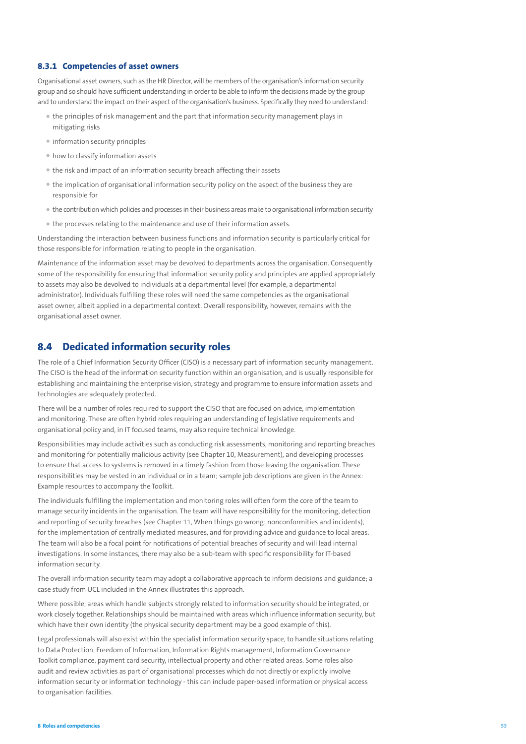### 8.3.1 Competencies of asset owners

Organisational asset owners, such as the HR Director, will be members of the organisation's information security group and so should have sufficient understanding in order to be able to inform the decisions made by the group and to understand the impact on their aspect of the organisation's business. Specifically they need to understand:

- the principles of risk management and the part that information security management plays in mitigating risks
- information security principles
- how to classify information assets
- the risk and impact of an information security breach affecting their assets
- the implication of organisational information security policy on the aspect of the business they are responsible for
- the contribution which policies and processes in their business areas make to organisational information security
- the processes relating to the maintenance and use of their information assets.

Understanding the interaction between business functions and information security is particularly critical for those responsible for information relating to people in the organisation.

Maintenance of the information asset may be devolved to departments across the organisation. Consequently some of the responsibility for ensuring that information security policy and principles are applied appropriately to assets may also be devolved to individuals at a departmental level (for example, a departmental administrator). Individuals fulfilling these roles will need the same competencies as the organisational asset owner, albeit applied in a departmental context. Overall responsibility, however, remains with the organisational asset owner.

## 8.4 Dedicated information security roles

The role of a Chief Information Security Officer (CISO) is a necessary part of information security management. The CISO is the head of the information security function within an organisation, and is usually responsible for establishing and maintaining the enterprise vision, strategy and programme to ensure information assets and technologies are adequately protected.

There will be a number of roles required to support the CISO that are focused on advice, implementation and monitoring. These are often hybrid roles requiring an understanding of legislative requirements and organisational policy and, in IT focused teams, may also require technical knowledge.

Responsibilities may include activities such as conducting risk assessments, monitoring and reporting breaches and monitoring for potentially malicious activity (see Chapter 10, Measurement), and developing processes to ensure that access to systems is removed in a timely fashion from those leaving the organisation. These responsibilities may be vested in an individual or in a team; sample job descriptions are given in the Annex: Example resources to accompany the Toolkit.

The individuals fulfilling the implementation and monitoring roles will often form the core of the team to manage security incidents in the organisation. The team will have responsibility for the monitoring, detection and reporting of security breaches (see Chapter 11, When things go wrong: nonconformities and incidents), for the implementation of centrally mediated measures, and for providing advice and guidance to local areas. The team will also be a focal point for notifications of potential breaches of security and will lead internal investigations. In some instances, there may also be a sub-team with specific responsibility for IT-based information security.

The overall information security team may adopt a collaborative approach to inform decisions and guidance; a case study from UCL included in the Annex illustrates this approach.

Where possible, areas which handle subjects strongly related to information security should be integrated, or work closely together. Relationships should be maintained with areas which influence information security, but which have their own identity (the physical security department may be a good example of this).

Legal professionals will also exist within the specialist information security space, to handle situations relating to Data Protection, Freedom of Information, Information Rights management, Information Governance Toolkit compliance, payment card security, intellectual property and other related areas. Some roles also audit and review activities as part of organisational processes which do not directly or explicitly involve information security or information technology - this can include paper-based information or physical access to organisation facilities.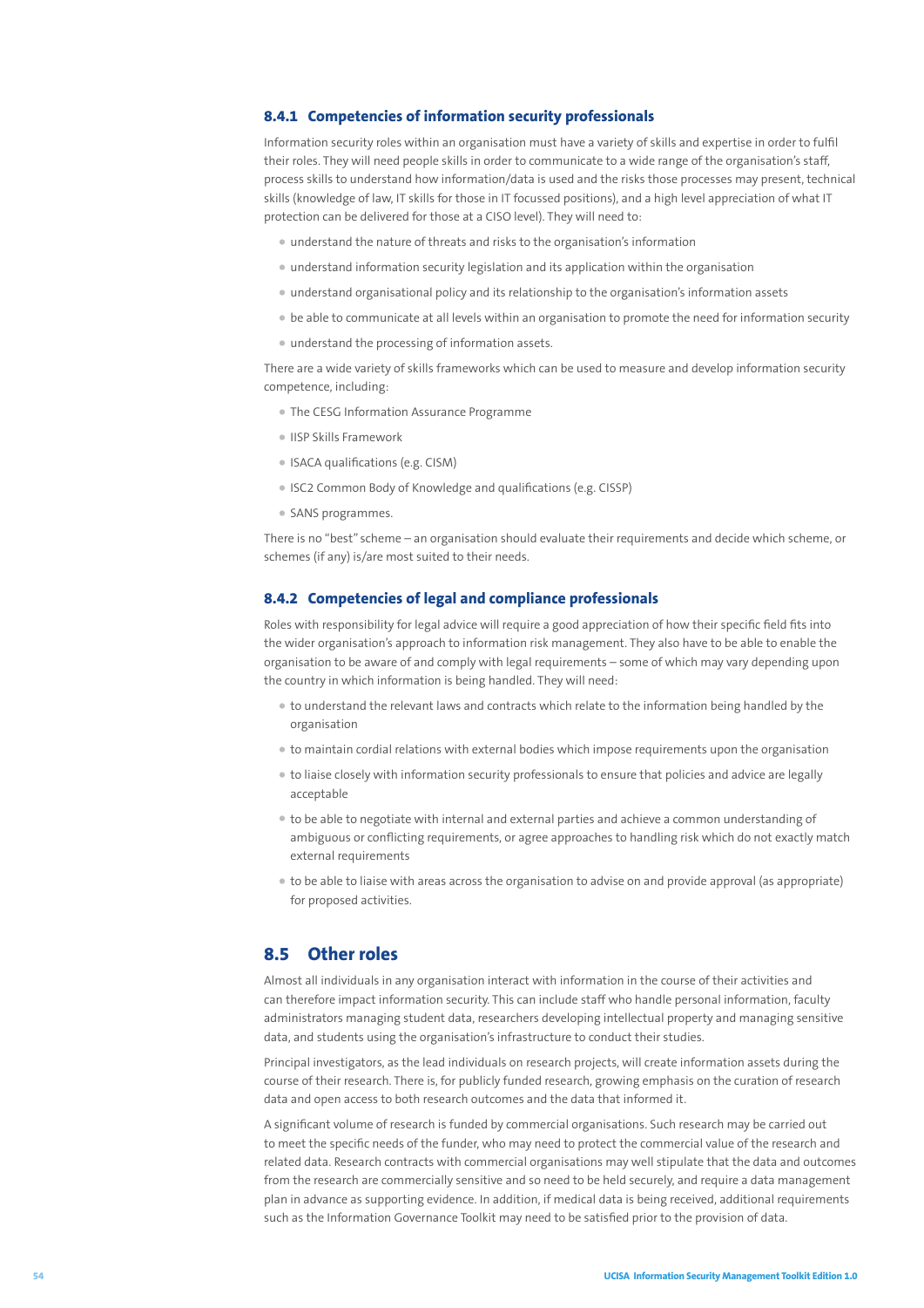### 8.4.1 Competencies of information security professionals

Information security roles within an organisation must have a variety of skills and expertise in order to fulfil their roles. They will need people skills in order to communicate to a wide range of the organisation's staff, process skills to understand how information/data is used and the risks those processes may present, technical skills (knowledge of law, IT skills for those in IT focussed positions), and a high level appreciation of what IT protection can be delivered for those at a CISO level). They will need to:

- understand the nature of threats and risks to the organisation's information
- understand information security legislation and its application within the organisation
- understand organisational policy and its relationship to the organisation's information assets
- be able to communicate at all levels within an organisation to promote the need for information security
- understand the processing of information assets.

There are a wide variety of skills frameworks which can be used to measure and develop information security competence, including:

- The CESG Information Assurance Programme
- IISP Skills Framework
- ISACA qualifications (e.g. CISM)
- ISC2 Common Body of Knowledge and qualifications (e.g. CISSP)
- SANS programmes.

There is no "best" scheme – an organisation should evaluate their requirements and decide which scheme, or schemes (if any) is/are most suited to their needs.

### 8.4.2 Competencies of legal and compliance professionals

Roles with responsibility for legal advice will require a good appreciation of how their specific field fits into the wider organisation's approach to information risk management. They also have to be able to enable the organisation to be aware of and comply with legal requirements – some of which may vary depending upon the country in which information is being handled. They will need:

- to understand the relevant laws and contracts which relate to the information being handled by the organisation
- to maintain cordial relations with external bodies which impose requirements upon the organisation
- to liaise closely with information security professionals to ensure that policies and advice are legally acceptable
- to be able to negotiate with internal and external parties and achieve a common understanding of ambiguous or conflicting requirements, or agree approaches to handling risk which do not exactly match external requirements
- to be able to liaise with areas across the organisation to advise on and provide approval (as appropriate) for proposed activities.

## 8.5 Other roles

Almost all individuals in any organisation interact with information in the course of their activities and can therefore impact information security. This can include staff who handle personal information, faculty administrators managing student data, researchers developing intellectual property and managing sensitive data, and students using the organisation's infrastructure to conduct their studies.

Principal investigators, as the lead individuals on research projects, will create information assets during the course of their research. There is, for publicly funded research, growing emphasis on the curation of research data and open access to both research outcomes and the data that informed it.

A significant volume of research is funded by commercial organisations. Such research may be carried out to meet the specific needs of the funder, who may need to protect the commercial value of the research and related data. Research contracts with commercial organisations may well stipulate that the data and outcomes from the research are commercially sensitive and so need to be held securely, and require a data management plan in advance as supporting evidence. In addition, if medical data is being received, additional requirements such as the Information Governance Toolkit may need to be satisfied prior to the provision of data.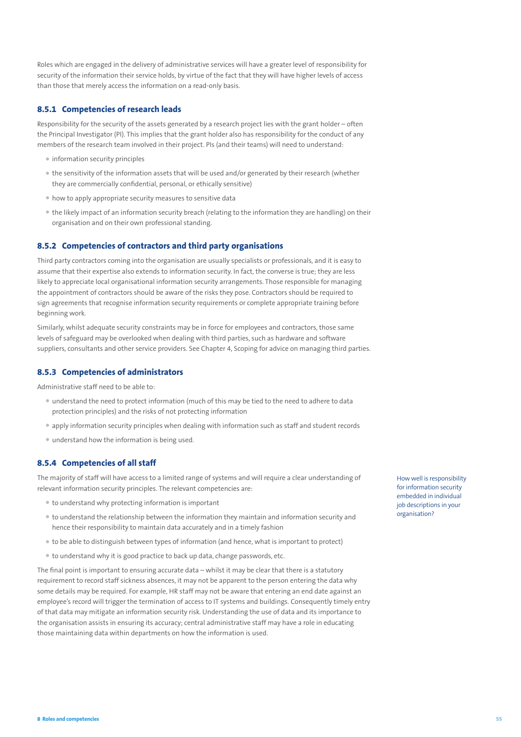Roles which are engaged in the delivery of administrative services will have a greater level of responsibility for security of the information their service holds, by virtue of the fact that they will have higher levels of access than those that merely access the information on a read-only basis.

### 8.5.1 Competencies of research leads

Responsibility for the security of the assets generated by a research project lies with the grant holder – often the Principal Investigator (PI). This implies that the grant holder also has responsibility for the conduct of any members of the research team involved in their project. PIs (and their teams) will need to understand:

- information security principles
- the sensitivity of the information assets that will be used and/or generated by their research (whether they are commercially confidential, personal, or ethically sensitive)
- how to apply appropriate security measures to sensitive data
- the likely impact of an information security breach (relating to the information they are handling) on their organisation and on their own professional standing.

### 8.5.2 Competencies of contractors and third party organisations

Third party contractors coming into the organisation are usually specialists or professionals, and it is easy to assume that their expertise also extends to information security. In fact, the converse is true; they are less likely to appreciate local organisational information security arrangements. Those responsible for managing the appointment of contractors should be aware of the risks they pose. Contractors should be required to sign agreements that recognise information security requirements or complete appropriate training before beginning work.

Similarly, whilst adequate security constraints may be in force for employees and contractors, those same levels of safeguard may be overlooked when dealing with third parties, such as hardware and software suppliers, consultants and other service providers. See Chapter 4, Scoping for advice on managing third parties.

### 8.5.3 Competencies of administrators

Administrative staff need to be able to:

- understand the need to protect information (much of this may be tied to the need to adhere to data protection principles) and the risks of not protecting information
- apply information security principles when dealing with information such as staff and student records
- understand how the information is being used.

### 8.5.4 Competencies of all staff

The majority of staff will have access to a limited range of systems and will require a clear understanding of relevant information security principles. The relevant competencies are:

- to understand why protecting information is important
- to understand the relationship between the information they maintain and information security and hence their responsibility to maintain data accurately and in a timely fashion
- to be able to distinguish between types of information (and hence, what is important to protect)
- to understand why it is good practice to back up data, change passwords, etc.

The final point is important to ensuring accurate data – whilst it may be clear that there is a statutory requirement to record staff sickness absences, it may not be apparent to the person entering the data why some details may be required. For example, HR staff may not be aware that entering an end date against an employee's record will trigger the termination of access to IT systems and buildings. Consequently timely entry of that data may mitigate an information security risk. Understanding the use of data and its importance to the organisation assists in ensuring its accuracy; central administrative staff may have a role in educating those maintaining data within departments on how the information is used.

How well is responsibility for information security embedded in individual job descriptions in your organisation?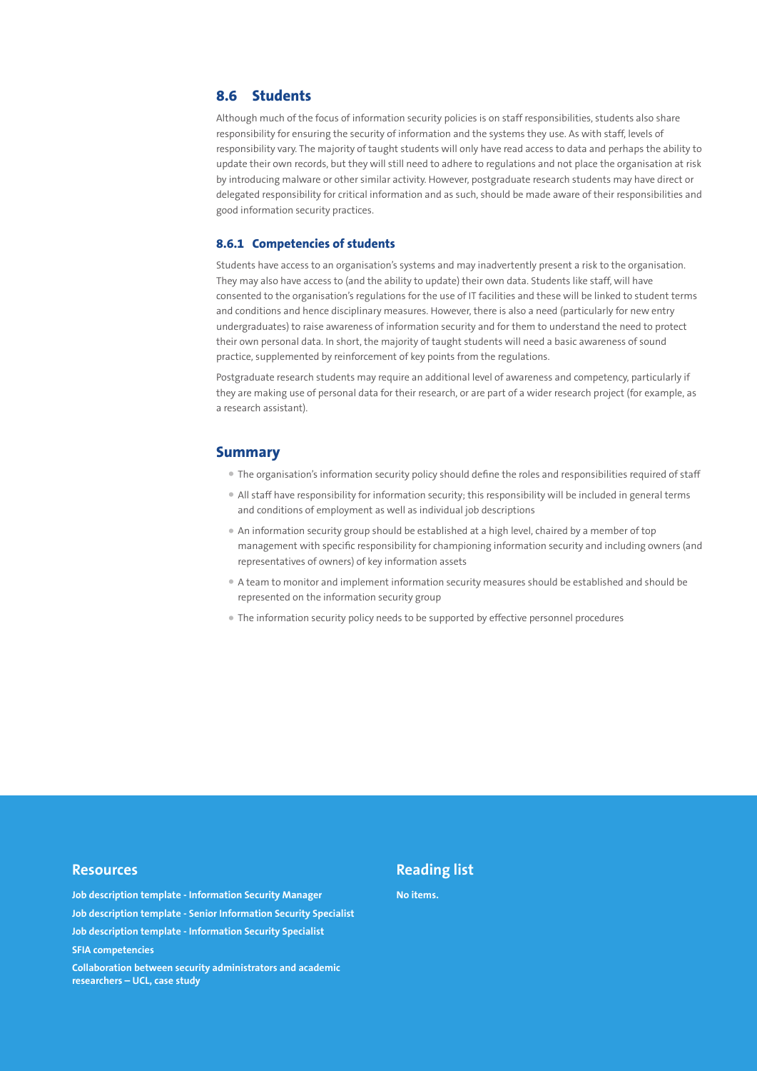## 8.6 Students

Although much of the focus of information security policies is on staff responsibilities, students also share responsibility for ensuring the security of information and the systems they use. As with staff, levels of responsibility vary. The majority of taught students will only have read access to data and perhaps the ability to update their own records, but they will still need to adhere to regulations and not place the organisation at risk by introducing malware or other similar activity. However, postgraduate research students may have direct or delegated responsibility for critical information and as such, should be made aware of their responsibilities and good information security practices.

### 8.6.1 Competencies of students

Students have access to an organisation's systems and may inadvertently present a risk to the organisation. They may also have access to (and the ability to update) their own data. Students like staff, will have consented to the organisation's regulations for the use of IT facilities and these will be linked to student terms and conditions and hence disciplinary measures. However, there is also a need (particularly for new entry undergraduates) to raise awareness of information security and for them to understand the need to protect their own personal data. In short, the majority of taught students will need a basic awareness of sound practice, supplemented by reinforcement of key points from the regulations.

Postgraduate research students may require an additional level of awareness and competency, particularly if they are making use of personal data for their research, or are part of a wider research project (for example, as a research assistant).

## Summary

- The organisation's information security policy should define the roles and responsibilities required of staff
- All staff have responsibility for information security; this responsibility will be included in general terms and conditions of employment as well as individual job descriptions
- An information security group should be established at a high level, chaired by a member of top management with specific responsibility for championing information security and including owners (and representatives of owners) of key information assets
- A team to monitor and implement information security measures should be established and should be represented on the information security group
- The information security policy needs to be supported by effective personnel procedures

## Resources

**Job description template - Information Security Manager**

**Job description template - Senior Information Security Specialist**

**Job description template - Information Security Specialist**

**SFIA competencies**

**Collaboration between security administrators and academic researchers – UCL, case study**

## Reading list

**No items.**